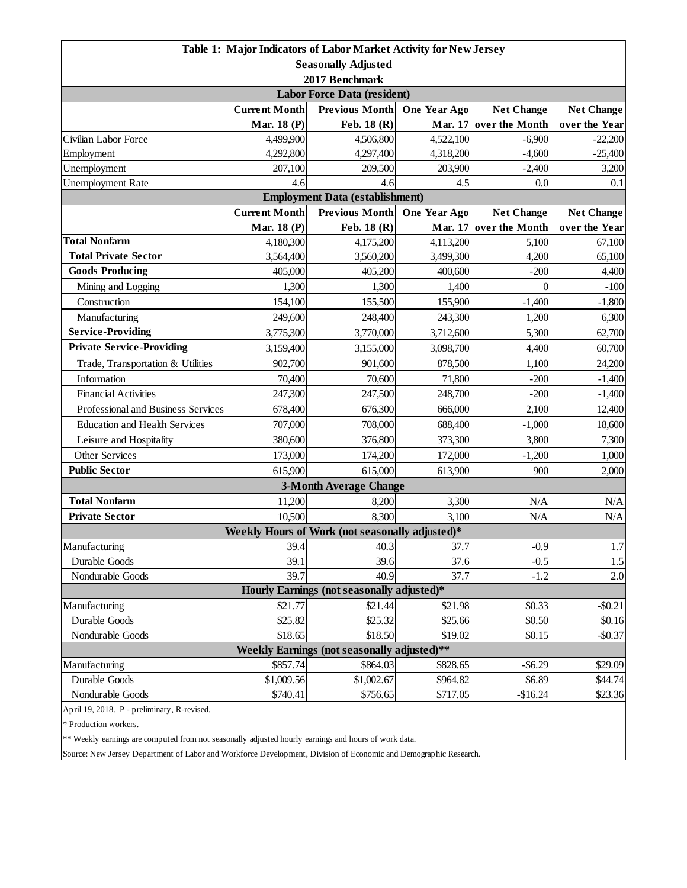# Table 1: Major Indicators of Labor Market Activity for New Jersey

**Seasonally Adjusted**

**2017 Benchmark**

| Labor Force Data (resident) | | | | | |
|---|---|---|---|---|---|
| | **Current Month** | **Previous Month** | **One Year Ago** | **Net Change** | **Net Change** |
| | **Mar. 18 (P)** | **Feb. 18 (R)** | **Mar. 17** | **over the Month** | **over the Year** |
| Civilian Labor Force | 4,499,900 | 4,506,800 | 4,522,100 | -6,900 | -22,200 |
| Employment | 4,292,800 | 4,297,400 | 4,318,200 | -4,600 | -25,400 |
| Unemployment | 207,100 | 209,500 | 203,900 | -2,400 | 3,200 |
| Unemployment Rate | 4.6 | 4.6 | 4.5 | 0.0 | 0.1 |
| **Employment Data (establishment)** | | | | | |
| | **Current Month** | **Previous Month** | **One Year Ago** | **Net Change** | **Net Change** |
| | **Mar. 18 (P)** | **Feb. 18 (R)** | **Mar. 17** | **over the Month** | **over the Year** |
| **Total Nonfarm** | 4,180,300 | 4,175,200 | 4,113,200 | 5,100 | 67,100 |
| **Total Private Sector** | 3,564,400 | 3,560,200 | 3,499,300 | 4,200 | 65,100 |
| **Goods Producing** | 405,000 | 405,200 | 400,600 | -200 | 4,400 |
| Mining and Logging | 1,300 | 1,300 | 1,400 | 0 | -100 |
| Construction | 154,100 | 155,500 | 155,900 | -1,400 | -1,800 |
| Manufacturing | 249,600 | 248,400 | 243,300 | 1,200 | 6,300 |
| **Service-Providing** | 3,775,300 | 3,770,000 | 3,712,600 | 5,300 | 62,700 |
| **Private Service-Providing** | 3,159,400 | 3,155,000 | 3,098,700 | 4,400 | 60,700 |
| Trade, Transportation & Utilities | 902,700 | 901,600 | 878,500 | 1,100 | 24,200 |
| Information | 70,400 | 70,600 | 71,800 | -200 | -1,400 |
| Financial Activities | 247,300 | 247,500 | 248,700 | -200 | -1,400 |
| Professional and Business Services | 678,400 | 676,300 | 666,000 | 2,100 | 12,400 |
| Education and Health Services | 707,000 | 708,000 | 688,400 | -1,000 | 18,600 |
| Leisure and Hospitality | 380,600 | 376,800 | 373,300 | 3,800 | 7,300 |
| Other Services | 173,000 | 174,200 | 172,000 | -1,200 | 1,000 |
| **Public Sector** | 615,900 | 615,000 | 613,900 | 900 | 2,000 |
| **3-Month Average Change** | | | | | |
| **Total Nonfarm** | 11,200 | 8,200 | 3,300 | N/A | N/A |
| **Private Sector** | 10,500 | 8,300 | 3,100 | N/A | N/A |
| **Weekly Hours of Work (not seasonally adjusted)*** | | | | | |
| Manufacturing | 39.4 | 40.3 | 37.7 | -0.9 | 1.7 |
| Durable Goods | 39.1 | 39.6 | 37.6 | -0.5 | 1.5 |
| Nondurable Goods | 39.7 | 40.9 | 37.7 | -1.2 | 2.0 |
| **Hourly Earnings (not seasonally adjusted)*** | | | | | |
| Manufacturing | $21.77 | $21.44 | $21.98 | $0.33 | -$0.21 |
| Durable Goods | $25.82 | $25.32 | $25.66 | $0.50 | $0.16 |
| Nondurable Goods | $18.65 | $18.50 | $19.02 | $0.15 | -$0.37 |
| **Weekly Earnings (not seasonally adjusted)**** | | | | | |
| Manufacturing | $857.74 | $864.03 | $828.65 | -$6.29 | $29.09 |
| Durable Goods | $1,009.56 | $1,002.67 | $964.82 | $6.89 | $44.74 |
| Nondurable Goods | $740.41 | $756.65 | $717.05 | -$16.24 | $23.36 |

April 19, 2018. P - preliminary, R-revised.

* Production workers.

** Weekly earnings are computed from not seasonally adjusted hourly earnings and hours of work data.

Source: New Jersey Department of Labor and Workforce Development, Division of Economic and Demographic Research.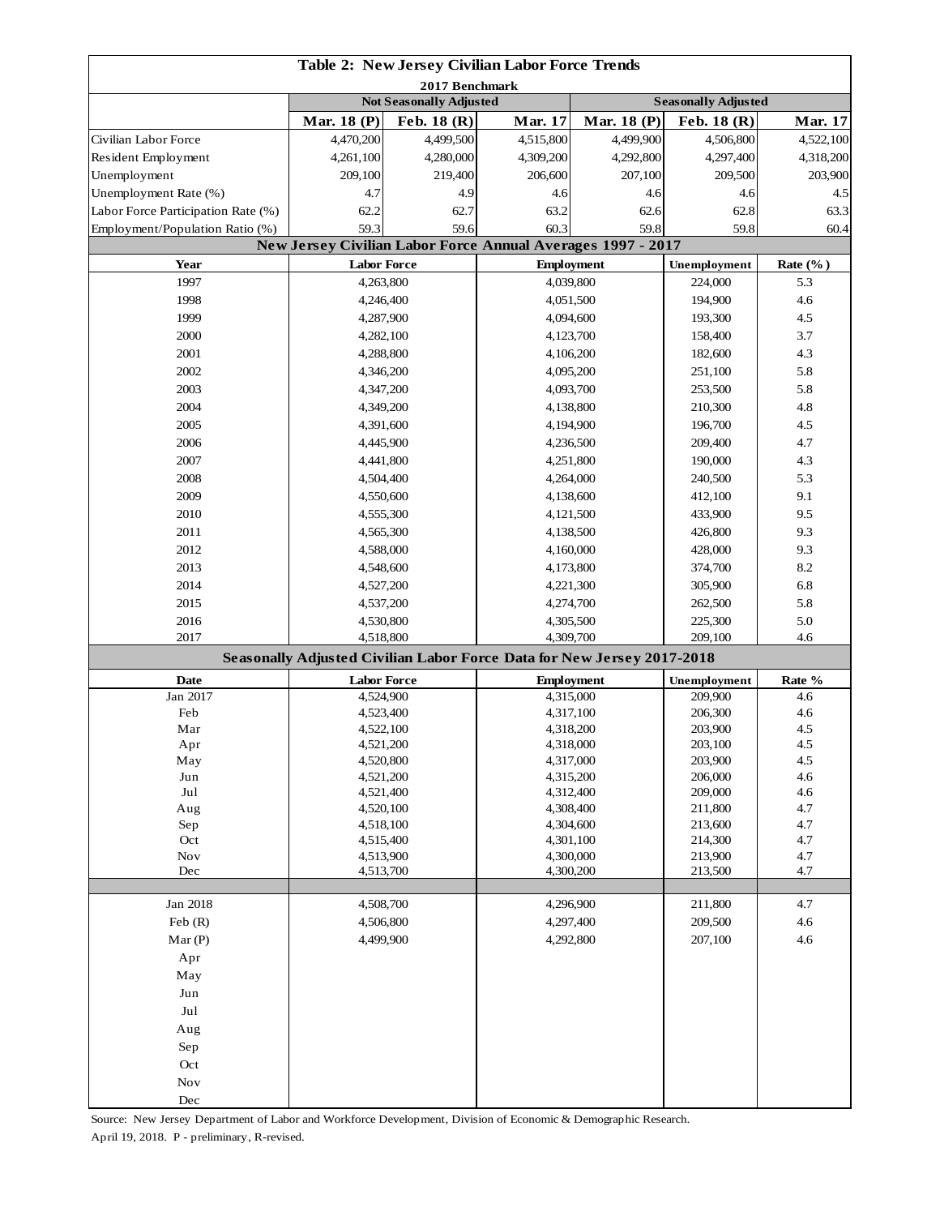# Table 2: New Jersey Civilian Labor Force Trends

2017 Benchmark

| | Not Seasonally Adjusted | | | Seasonally Adjusted | | |
|---|---|---|---|---|---|---|
| | Mar. 18 (P) | Feb. 18 (R) | Mar. 17 | Mar. 18 (P) | Feb. 18 (R) | Mar. 17 |
| Civilian Labor Force | 4,470,200 | 4,499,500 | 4,515,800 | 4,499,900 | 4,506,800 | 4,522,100 |
| Resident Employment | 4,261,100 | 4,280,000 | 4,309,200 | 4,292,800 | 4,297,400 | 4,318,200 |
| Unemployment | 209,100 | 219,400 | 206,600 | 207,100 | 209,500 | 203,900 |
| Unemployment Rate (%) | 4.7 | 4.9 | 4.6 | 4.6 | 4.6 | 4.5 |
| Labor Force Participation Rate (%) | 62.2 | 62.7 | 63.2 | 62.6 | 62.8 | 63.3 |
| Employment/Population Ratio (%) | 59.3 | 59.6 | 60.3 | 59.8 | 59.8 | 60.4 |

## New Jersey Civilian Labor Force Annual Averages 1997 - 2017

| Year | Labor Force | Employment | Unemployment | Rate (%) |
|---|---|---|---|---|
| 1997 | 4,263,800 | 4,039,800 | 224,000 | 5.3 |
| 1998 | 4,246,400 | 4,051,500 | 194,900 | 4.6 |
| 1999 | 4,287,900 | 4,094,600 | 193,300 | 4.5 |
| 2000 | 4,282,100 | 4,123,700 | 158,400 | 3.7 |
| 2001 | 4,288,800 | 4,106,200 | 182,600 | 4.3 |
| 2002 | 4,346,200 | 4,095,200 | 251,100 | 5.8 |
| 2003 | 4,347,200 | 4,093,700 | 253,500 | 5.8 |
| 2004 | 4,349,200 | 4,138,800 | 210,300 | 4.8 |
| 2005 | 4,391,600 | 4,194,900 | 196,700 | 4.5 |
| 2006 | 4,445,900 | 4,236,500 | 209,400 | 4.7 |
| 2007 | 4,441,800 | 4,251,800 | 190,000 | 4.3 |
| 2008 | 4,504,400 | 4,264,000 | 240,500 | 5.3 |
| 2009 | 4,550,600 | 4,138,600 | 412,100 | 9.1 |
| 2010 | 4,555,300 | 4,121,500 | 433,900 | 9.5 |
| 2011 | 4,565,300 | 4,138,500 | 426,800 | 9.3 |
| 2012 | 4,588,000 | 4,160,000 | 428,000 | 9.3 |
| 2013 | 4,548,600 | 4,173,800 | 374,700 | 8.2 |
| 2014 | 4,527,200 | 4,221,300 | 305,900 | 6.8 |
| 2015 | 4,537,200 | 4,274,700 | 262,500 | 5.8 |
| 2016 | 4,530,800 | 4,305,500 | 225,300 | 5.0 |
| 2017 | 4,518,800 | 4,309,700 | 209,100 | 4.6 |

## Seasonally Adjusted Civilian Labor Force Data for New Jersey 2017-2018

| Date | Labor Force | Employment | Unemployment | Rate % |
|---|---|---|---|---|
| Jan 2017 | 4,524,900 | 4,315,000 | 209,900 | 4.6 |
| Feb | 4,523,400 | 4,317,100 | 206,300 | 4.6 |
| Mar | 4,522,100 | 4,318,200 | 203,900 | 4.5 |
| Apr | 4,521,200 | 4,318,000 | 203,100 | 4.5 |
| May | 4,520,800 | 4,317,000 | 203,900 | 4.5 |
| Jun | 4,521,200 | 4,315,200 | 206,000 | 4.6 |
| Jul | 4,521,400 | 4,312,400 | 209,000 | 4.6 |
| Aug | 4,520,100 | 4,308,400 | 211,800 | 4.7 |
| Sep | 4,518,100 | 4,304,600 | 213,600 | 4.7 |
| Oct | 4,515,400 | 4,301,100 | 214,300 | 4.7 |
| Nov | 4,513,900 | 4,300,000 | 213,900 | 4.7 |
| Dec | 4,513,700 | 4,300,200 | 213,500 | 4.7 |
| | | | | |
| Jan 2018 | 4,508,700 | 4,296,900 | 211,800 | 4.7 |
| Feb (R) | 4,506,800 | 4,297,400 | 209,500 | 4.6 |
| Mar (P) | 4,499,900 | 4,292,800 | 207,100 | 4.6 |
| Apr | | | | |
| May | | | | |
| Jun | | | | |
| Jul | | | | |
| Aug | | | | |
| Sep | | | | |
| Oct | | | | |
| Nov | | | | |
| Dec | | | | |

Source: New Jersey Department of Labor and Workforce Development, Division of Economic & Demographic Research.

April 19, 2018. P - preliminary, R-revised.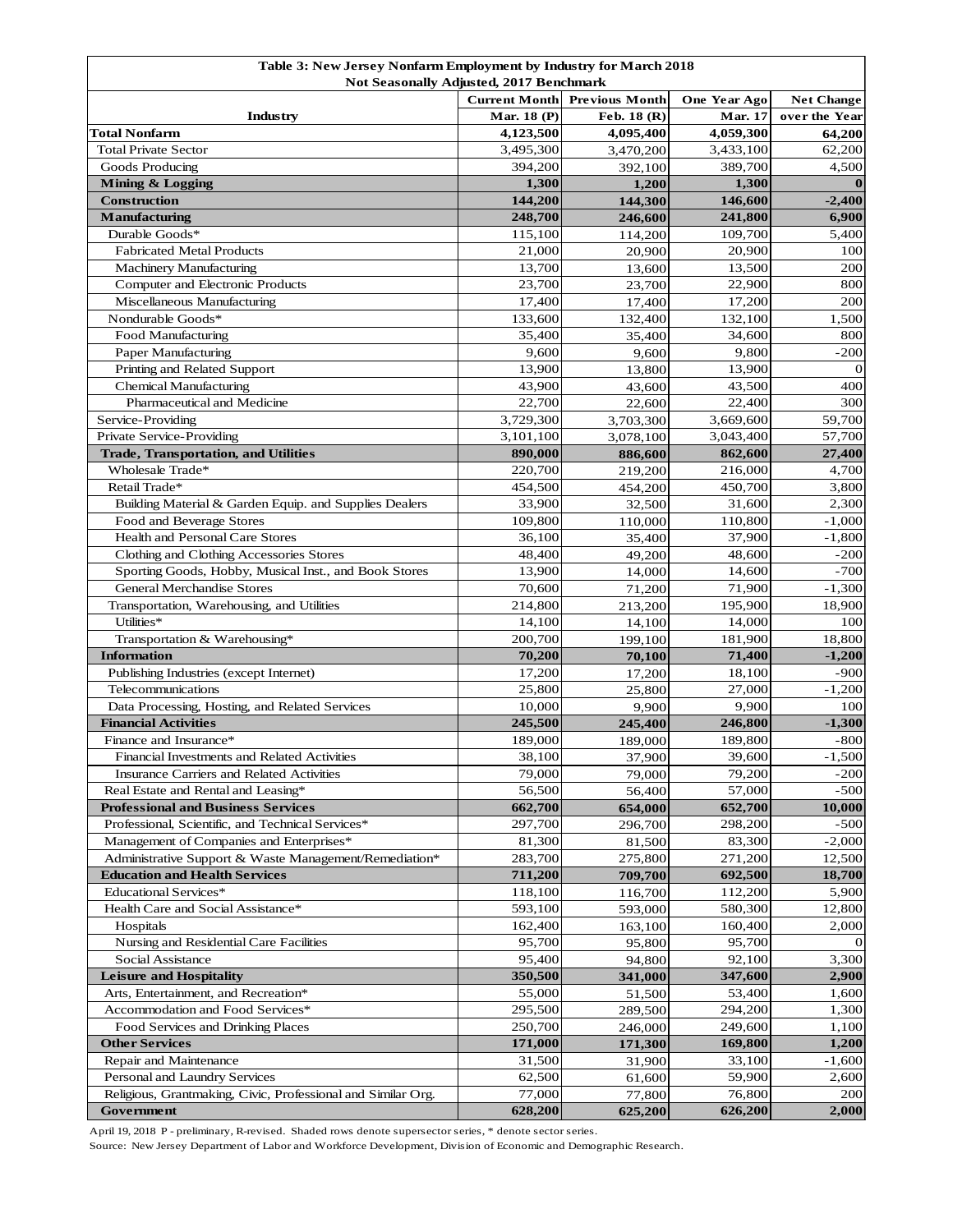**Table 3: New Jersey Nonfarm Employment by Industry for March 2018**
**Not Seasonally Adjusted, 2017 Benchmark**

| Industry | Current Month Mar. 18 (P) | Previous Month Feb. 18 (R) | One Year Ago Mar. 17 | Net Change over the Year |
|---|---|---|---|---|
| **Total Nonfarm** | **4,123,500** | **4,095,400** | **4,059,300** | **64,200** |
| Total Private Sector | 3,495,300 | 3,470,200 | 3,433,100 | 62,200 |
| Goods Producing | 394,200 | 392,100 | 389,700 | 4,500 |
| **Mining & Logging** | **1,300** | **1,200** | **1,300** | **0** |
| **Construction** | **144,200** | **144,300** | **146,600** | **-2,400** |
| **Manufacturing** | **248,700** | **246,600** | **241,800** | **6,900** |
| Durable Goods* | 115,100 | 114,200 | 109,700 | 5,400 |
| Fabricated Metal Products | 21,000 | 20,900 | 20,900 | 100 |
| Machinery Manufacturing | 13,700 | 13,600 | 13,500 | 200 |
| Computer and Electronic Products | 23,700 | 23,700 | 22,900 | 800 |
| Miscellaneous Manufacturing | 17,400 | 17,400 | 17,200 | 200 |
| Nondurable Goods* | 133,600 | 132,400 | 132,100 | 1,500 |
| Food Manufacturing | 35,400 | 35,400 | 34,600 | 800 |
| Paper Manufacturing | 9,600 | 9,600 | 9,800 | -200 |
| Printing and Related Support | 13,900 | 13,800 | 13,900 | 0 |
| Chemical Manufacturing | 43,900 | 43,600 | 43,500 | 400 |
| Pharmaceutical and Medicine | 22,700 | 22,600 | 22,400 | 300 |
| Service-Providing | 3,729,300 | 3,703,300 | 3,669,600 | 59,700 |
| Private Service-Providing | 3,101,100 | 3,078,100 | 3,043,400 | 57,700 |
| **Trade, Transportation, and Utilities** | **890,000** | **886,600** | **862,600** | **27,400** |
| Wholesale Trade* | 220,700 | 219,200 | 216,000 | 4,700 |
| Retail Trade* | 454,500 | 454,200 | 450,700 | 3,800 |
| Building Material & Garden Equip. and Supplies Dealers | 33,900 | 32,500 | 31,600 | 2,300 |
| Food and Beverage Stores | 109,800 | 110,000 | 110,800 | -1,000 |
| Health and Personal Care Stores | 36,100 | 35,400 | 37,900 | -1,800 |
| Clothing and Clothing Accessories Stores | 48,400 | 49,200 | 48,600 | -200 |
| Sporting Goods, Hobby, Musical Inst., and Book Stores | 13,900 | 14,000 | 14,600 | -700 |
| General Merchandise Stores | 70,600 | 71,200 | 71,900 | -1,300 |
| Transportation, Warehousing, and Utilities | 214,800 | 213,200 | 195,900 | 18,900 |
| Utilities* | 14,100 | 14,100 | 14,000 | 100 |
| Transportation & Warehousing* | 200,700 | 199,100 | 181,900 | 18,800 |
| **Information** | **70,200** | **70,100** | **71,400** | **-1,200** |
| Publishing Industries (except Internet) | 17,200 | 17,200 | 18,100 | -900 |
| Telecommunications | 25,800 | 25,800 | 27,000 | -1,200 |
| Data Processing, Hosting, and Related Services | 10,000 | 9,900 | 9,900 | 100 |
| **Financial Activities** | **245,500** | **245,400** | **246,800** | **-1,300** |
| Finance and Insurance* | 189,000 | 189,000 | 189,800 | -800 |
| Financial Investments and Related Activities | 38,100 | 37,900 | 39,600 | -1,500 |
| Insurance Carriers and Related Activities | 79,000 | 79,000 | 79,200 | -200 |
| Real Estate and Rental and Leasing* | 56,500 | 56,400 | 57,000 | -500 |
| **Professional and Business Services** | **662,700** | **654,000** | **652,700** | **10,000** |
| Professional, Scientific, and Technical Services* | 297,700 | 296,700 | 298,200 | -500 |
| Management of Companies and Enterprises* | 81,300 | 81,500 | 83,300 | -2,000 |
| Administrative Support & Waste Management/Remediation* | 283,700 | 275,800 | 271,200 | 12,500 |
| **Education and Health Services** | **711,200** | **709,700** | **692,500** | **18,700** |
| Educational Services* | 118,100 | 116,700 | 112,200 | 5,900 |
| Health Care and Social Assistance* | 593,100 | 593,000 | 580,300 | 12,800 |
| Hospitals | 162,400 | 163,100 | 160,400 | 2,000 |
| Nursing and Residential Care Facilities | 95,700 | 95,800 | 95,700 | 0 |
| Social Assistance | 95,400 | 94,800 | 92,100 | 3,300 |
| **Leisure and Hospitality** | **350,500** | **341,000** | **347,600** | **2,900** |
| Arts, Entertainment, and Recreation* | 55,000 | 51,500 | 53,400 | 1,600 |
| Accommodation and Food Services* | 295,500 | 289,500 | 294,200 | 1,300 |
| Food Services and Drinking Places | 250,700 | 246,000 | 249,600 | 1,100 |
| **Other Services** | **171,000** | **171,300** | **169,800** | **1,200** |
| Repair and Maintenance | 31,500 | 31,900 | 33,100 | -1,600 |
| Personal and Laundry Services | 62,500 | 61,600 | 59,900 | 2,600 |
| Religious, Grantmaking, Civic, Professional and Similar Org. | 77,000 | 77,800 | 76,800 | 200 |
| **Government** | **628,200** | **625,200** | **626,200** | **2,000** |

April 19, 2018 P - preliminary, R-revised. Shaded rows denote supersector series, * denote sector series.

Source: New Jersey Department of Labor and Workforce Development, Division of Economic and Demographic Research.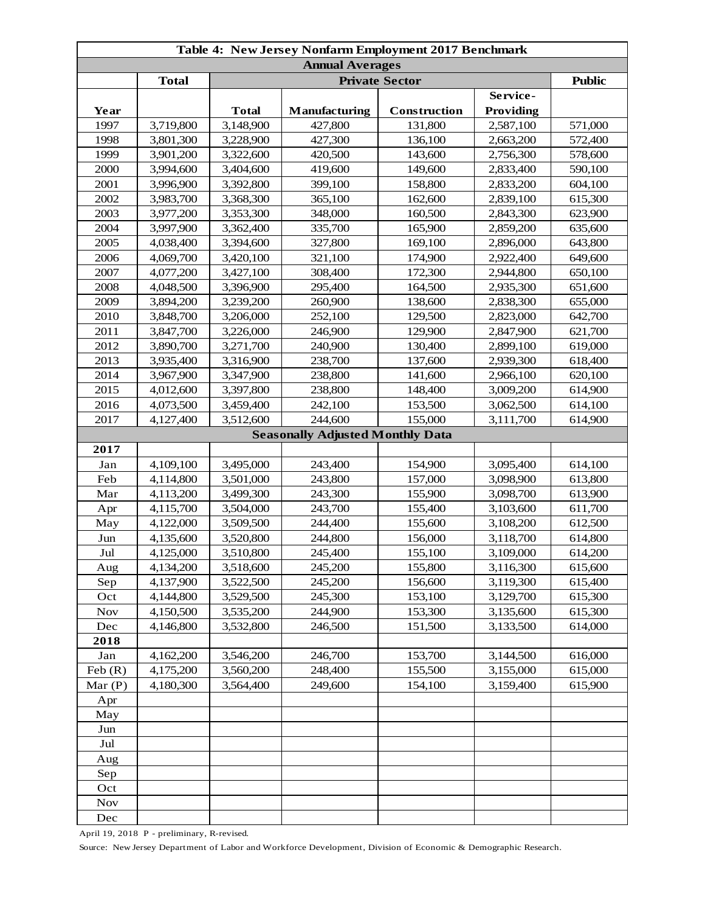| Table 4: New Jersey Nonfarm Employment 2017 Benchmark | | | | | | |
|---|---|---|---|---|---|---|
| **Annual Averages** | | | | | | |
| | **Total** | **Private Sector** | | | | **Public** |
| **Year** | | **Total** | **Manufacturing** | **Construction** | **Service-Providing** | |
| 1997 | 3,719,800 | 3,148,900 | 427,800 | 131,800 | 2,587,100 | 571,000 |
| 1998 | 3,801,300 | 3,228,900 | 427,300 | 136,100 | 2,663,200 | 572,400 |
| 1999 | 3,901,200 | 3,322,600 | 420,500 | 143,600 | 2,756,300 | 578,600 |
| 2000 | 3,994,600 | 3,404,600 | 419,600 | 149,600 | 2,833,400 | 590,100 |
| 2001 | 3,996,900 | 3,392,800 | 399,100 | 158,800 | 2,833,200 | 604,100 |
| 2002 | 3,983,700 | 3,368,300 | 365,100 | 162,600 | 2,839,100 | 615,300 |
| 2003 | 3,977,200 | 3,353,300 | 348,000 | 160,500 | 2,843,300 | 623,900 |
| 2004 | 3,997,900 | 3,362,400 | 335,700 | 165,900 | 2,859,200 | 635,600 |
| 2005 | 4,038,400 | 3,394,600 | 327,800 | 169,100 | 2,896,000 | 643,800 |
| 2006 | 4,069,700 | 3,420,100 | 321,100 | 174,900 | 2,922,400 | 649,600 |
| 2007 | 4,077,200 | 3,427,100 | 308,400 | 172,300 | 2,944,800 | 650,100 |
| 2008 | 4,048,500 | 3,396,900 | 295,400 | 164,500 | 2,935,300 | 651,600 |
| 2009 | 3,894,200 | 3,239,200 | 260,900 | 138,600 | 2,838,300 | 655,000 |
| 2010 | 3,848,700 | 3,206,000 | 252,100 | 129,500 | 2,823,000 | 642,700 |
| 2011 | 3,847,700 | 3,226,000 | 246,900 | 129,900 | 2,847,900 | 621,700 |
| 2012 | 3,890,700 | 3,271,700 | 240,900 | 130,400 | 2,899,100 | 619,000 |
| 2013 | 3,935,400 | 3,316,900 | 238,700 | 137,600 | 2,939,300 | 618,400 |
| 2014 | 3,967,900 | 3,347,900 | 238,800 | 141,600 | 2,966,100 | 620,100 |
| 2015 | 4,012,600 | 3,397,800 | 238,800 | 148,400 | 3,009,200 | 614,900 |
| 2016 | 4,073,500 | 3,459,400 | 242,100 | 153,500 | 3,062,500 | 614,100 |
| 2017 | 4,127,400 | 3,512,600 | 244,600 | 155,000 | 3,111,700 | 614,900 |
| **Seasonally Adjusted Monthly Data** | | | | | | |
| **2017** | | | | | | |
| Jan | 4,109,100 | 3,495,000 | 243,400 | 154,900 | 3,095,400 | 614,100 |
| Feb | 4,114,800 | 3,501,000 | 243,800 | 157,000 | 3,098,900 | 613,800 |
| Mar | 4,113,200 | 3,499,300 | 243,300 | 155,900 | 3,098,700 | 613,900 |
| Apr | 4,115,700 | 3,504,000 | 243,700 | 155,400 | 3,103,600 | 611,700 |
| May | 4,122,000 | 3,509,500 | 244,400 | 155,600 | 3,108,200 | 612,500 |
| Jun | 4,135,600 | 3,520,800 | 244,800 | 156,000 | 3,118,700 | 614,800 |
| Jul | 4,125,000 | 3,510,800 | 245,400 | 155,100 | 3,109,000 | 614,200 |
| Aug | 4,134,200 | 3,518,600 | 245,200 | 155,800 | 3,116,300 | 615,600 |
| Sep | 4,137,900 | 3,522,500 | 245,200 | 156,600 | 3,119,300 | 615,400 |
| Oct | 4,144,800 | 3,529,500 | 245,300 | 153,100 | 3,129,700 | 615,300 |
| Nov | 4,150,500 | 3,535,200 | 244,900 | 153,300 | 3,135,600 | 615,300 |
| Dec | 4,146,800 | 3,532,800 | 246,500 | 151,500 | 3,133,500 | 614,000 |
| **2018** | | | | | | |
| Jan | 4,162,200 | 3,546,200 | 246,700 | 153,700 | 3,144,500 | 616,000 |
| Feb (R) | 4,175,200 | 3,560,200 | 248,400 | 155,500 | 3,155,000 | 615,000 |
| Mar (P) | 4,180,300 | 3,564,400 | 249,600 | 154,100 | 3,159,400 | 615,900 |
| Apr | | | | | | |
| May | | | | | | |
| Jun | | | | | | |
| Jul | | | | | | |
| Aug | | | | | | |
| Sep | | | | | | |
| Oct | | | | | | |
| Nov | | | | | | |
| Dec | | | | | | |

April 19, 2018 P - preliminary, R-revised.

Source: New Jersey Department of Labor and Workforce Development, Division of Economic & Demographic Research.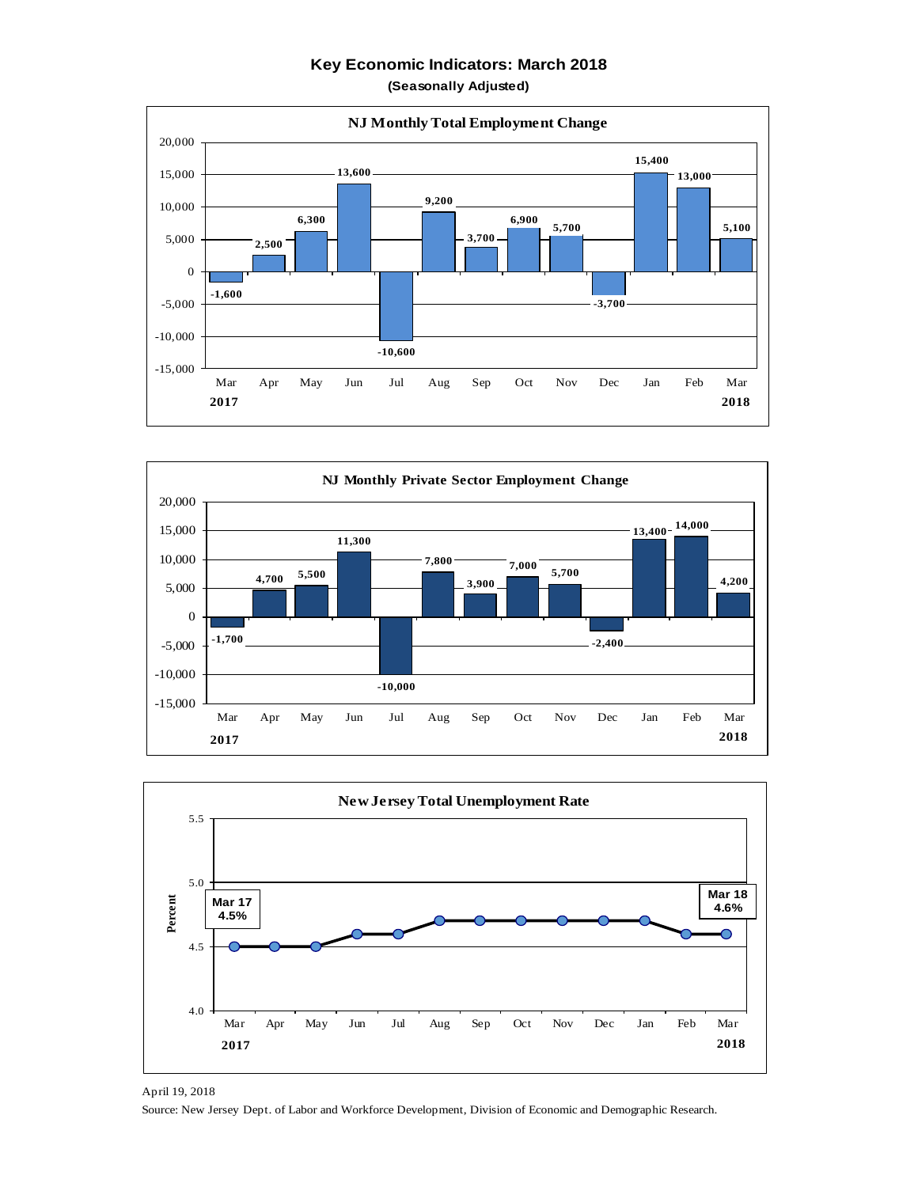# Key Economic Indicators: March 2018

**(Seasonally Adjusted)**

**NJ Monthly Total Employment Change**

20,000
15,000
10,000
5,000
0
-5,000
-10,000
-15,000

-1,600
2,500
6,300
13,600
-10,600
9,200
3,700
6,900
5,700
-3,700
15,400
13,000
5,100

Mar Apr May Jun Jul Aug Sep Oct Nov Dec Jan Feb Mar

2017 2018

**NJ Monthly Private Sector Employment Change**

20,000
15,000
10,000
5,000
0
-5,000
-10,000
-15,000

-1,700
4,700
5,500
11,300
-10,000
7,800
3,900
7,000
5,700
-2,400
13,400
14,000
4,200

Mar Apr May Jun Jul Aug Sep Oct Nov Dec Jan Feb Mar

2017 2018

**New Jersey Total Unemployment Rate**

Percent

5.5
5.0
4.5
4.0

Mar 17
4.5%

Mar 18
4.6%

Mar Apr May Jun Jul Aug Sep Oct Nov Dec Jan Feb Mar

2017 2018

April 19, 2018

Source: New Jersey Dept. of Labor and Workforce Development, Division of Economic and Demographic Research.